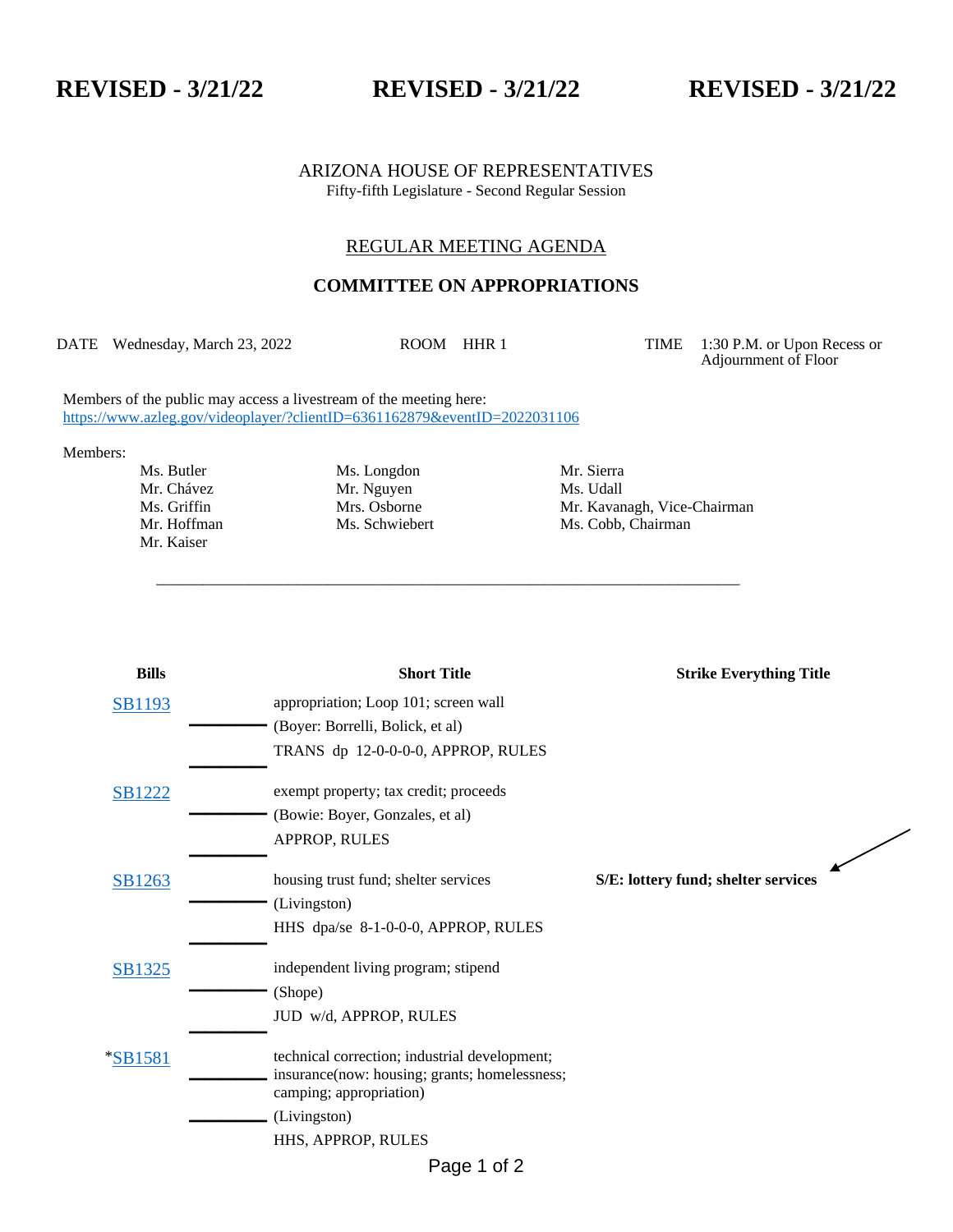**REVISED - 3/21/22** **REVISED - 3/21/22** **REVISED - 3/21/22**

ARIZONA HOUSE OF REPRESENTATIVES
Fifty-fifth Legislature - Second Regular Session

## REGULAR MEETING AGENDA

## COMMITTEE ON APPROPRIATIONS

DATE Wednesday, March 23, 2022 ROOM HHR 1 TIME 1:30 P.M. or Upon Recess or Adjournment of Floor

Members of the public may access a livestream of the meeting here:
https://www.azleg.gov/videoplayer/?clientID=6361162879&eventID=2022031106

Members:

| | | |
|---|---|---|
| Ms. Butler | Ms. Longdon | Mr. Sierra |
| Mr. Chávez | Mr. Nguyen | Ms. Udall |
| Ms. Griffin | Mrs. Osborne | Mr. Kavanagh, Vice-Chairman |
| Mr. Hoffman | Ms. Schwiebert | Ms. Cobb, Chairman |
| Mr. Kaiser | | |

---

| Bills | Short Title | Strike Everything Title |
|---|---|---|
| SB1193 | appropriation; Loop 101; screen wall<br>(Boyer: Borrelli, Bolick, et al)<br>TRANS dp 12-0-0-0-0, APPROP, RULES | |
| SB1222 | exempt property; tax credit; proceeds<br>(Bowie: Boyer, Gonzales, et al)<br>APPROP, RULES | |
| SB1263 | housing trust fund; shelter services<br>(Livingston)<br>HHS dpa/se 8-1-0-0-0, APPROP, RULES | **S/E: lottery fund; shelter services** |
| SB1325 | independent living program; stipend<br>(Shope)<br>JUD w/d, APPROP, RULES | |
| *SB1581 | technical correction; industrial development; insurance(now: housing; grants; homelessness; camping; appropriation)<br>(Livingston)<br>HHS, APPROP, RULES | |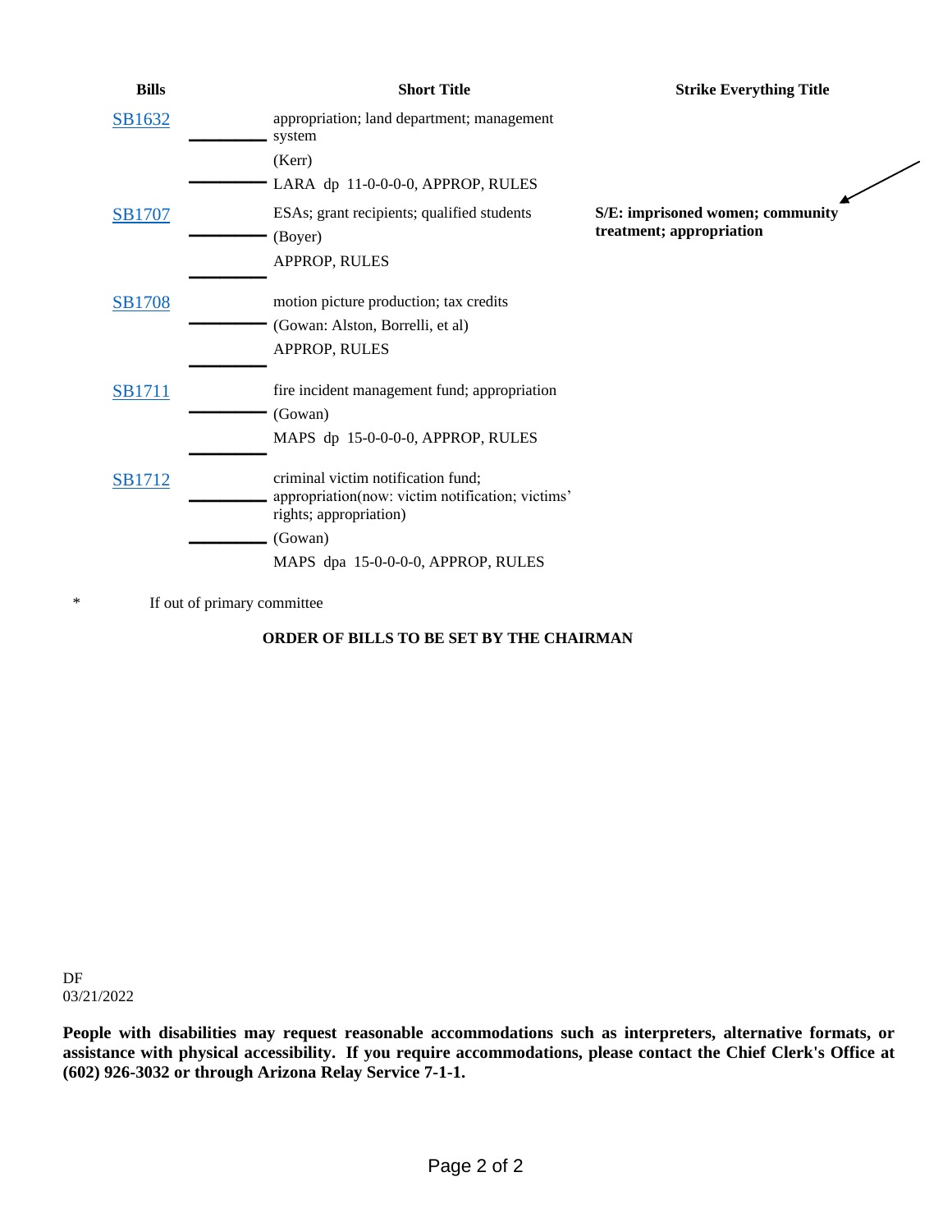| Bills | Short Title | Strike Everything Title |
| --- | --- | --- |
| SB1632 | appropriation; land department; management system<br>(Kerr)<br>LARA dp 11-0-0-0-0, APPROP, RULES | |
| SB1707 | ESAs; grant recipients; qualified students<br>(Boyer)<br>APPROP, RULES | **S/E: imprisoned women; community treatment; appropriation** |
| SB1708 | motion picture production; tax credits<br>(Gowan: Alston, Borrelli, et al)<br>APPROP, RULES | |
| SB1711 | fire incident management fund; appropriation<br>(Gowan)<br>MAPS dp 15-0-0-0-0, APPROP, RULES | |
| SB1712 | criminal victim notification fund; appropriation(now: victim notification; victims' rights; appropriation)<br>(Gowan)<br>MAPS dpa 15-0-0-0-0, APPROP, RULES | |

\* If out of primary committee

**ORDER OF BILLS TO BE SET BY THE CHAIRMAN**

DF
03/21/2022

**People with disabilities may request reasonable accommodations such as interpreters, alternative formats, or assistance with physical accessibility. If you require accommodations, please contact the Chief Clerk's Office at (602) 926-3032 or through Arizona Relay Service 7-1-1.**